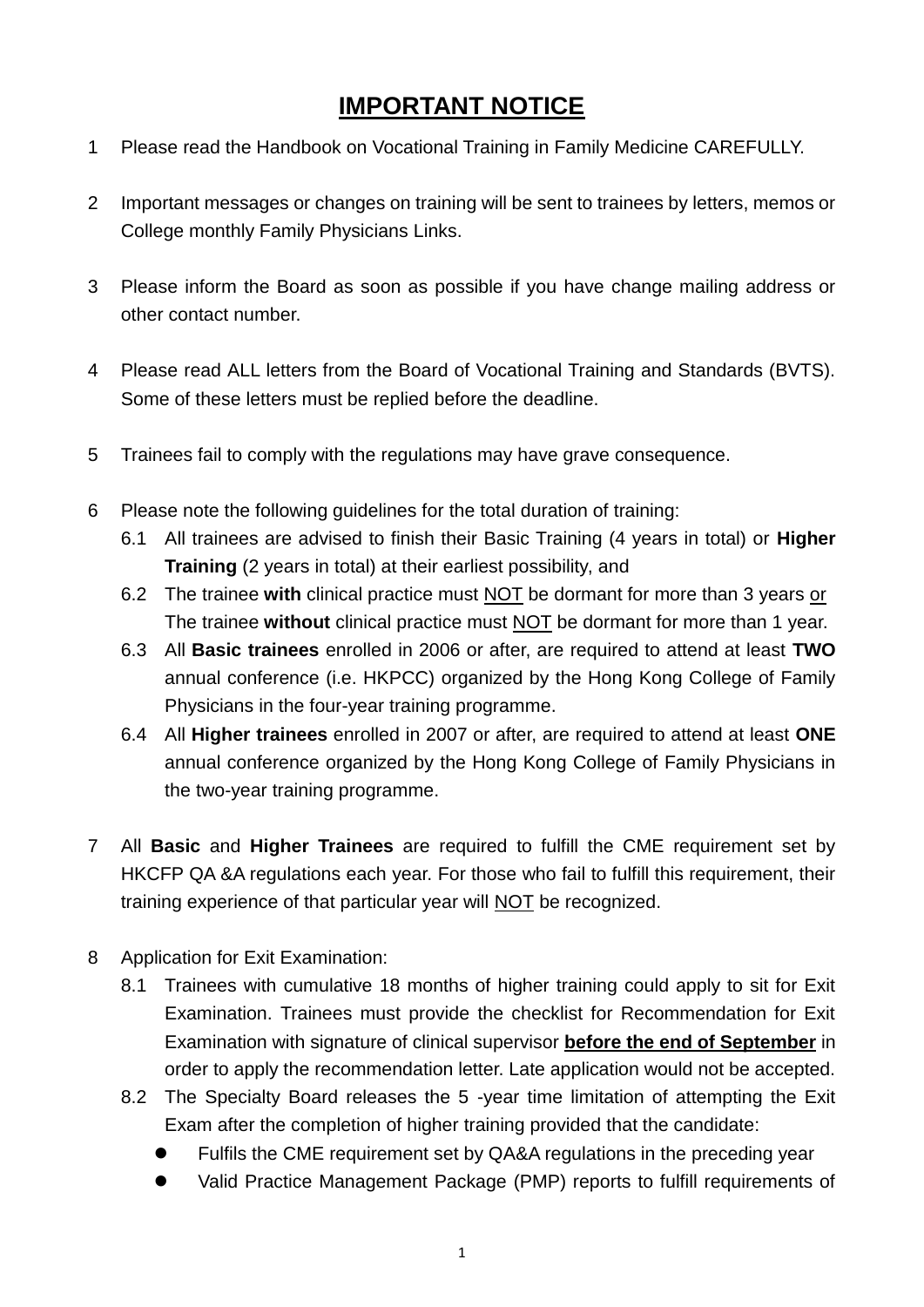# IMPORTANT NOTICE

1. Please read the Handbook on Vocational Training in Family Medicine CAREFULLY.

2. Important messages or changes on training will be sent to trainees by letters, memos or College monthly Family Physicians Links.

3. Please inform the Board as soon as possible if you have change mailing address or other contact number.

4. Please read ALL letters from the Board of Vocational Training and Standards (BVTS). Some of these letters must be replied before the deadline.

5. Trainees fail to comply with the regulations may have grave consequence.

6. Please note the following guidelines for the total duration of training:
   - 6.1 All trainees are advised to finish their Basic Training (4 years in total) or **Higher Training** (2 years in total) at their earliest possibility, and
   - 6.2 The trainee **with** clinical practice must <u>NOT</u> be dormant for more than 3 years <u>or</u> The trainee **without** clinical practice must <u>NOT</u> be dormant for more than 1 year.
   - 6.3 All **Basic trainees** enrolled in 2006 or after, are required to attend at least **TWO** annual conference (i.e. HKPCC) organized by the Hong Kong College of Family Physicians in the four-year training programme.
   - 6.4 All **Higher trainees** enrolled in 2007 or after, are required to attend at least **ONE** annual conference organized by the Hong Kong College of Family Physicians in the two-year training programme.

7. All **Basic** and **Higher Trainees** are required to fulfill the CME requirement set by HKCFP QA &A regulations each year. For those who fail to fulfill this requirement, their training experience of that particular year will <u>NOT</u> be recognized.

8. Application for Exit Examination:
   - 8.1 Trainees with cumulative 18 months of higher training could apply to sit for Exit Examination. Trainees must provide the checklist for Recommendation for Exit Examination with signature of clinical supervisor **<u>before the end of September</u>** in order to apply the recommendation letter. Late application would not be accepted.
   - 8.2 The Specialty Board releases the 5 -year time limitation of attempting the Exit Exam after the completion of higher training provided that the candidate:
     - Fulfils the CME requirement set by QA&A regulations in the preceding year
     - Valid Practice Management Package (PMP) reports to fulfill requirements of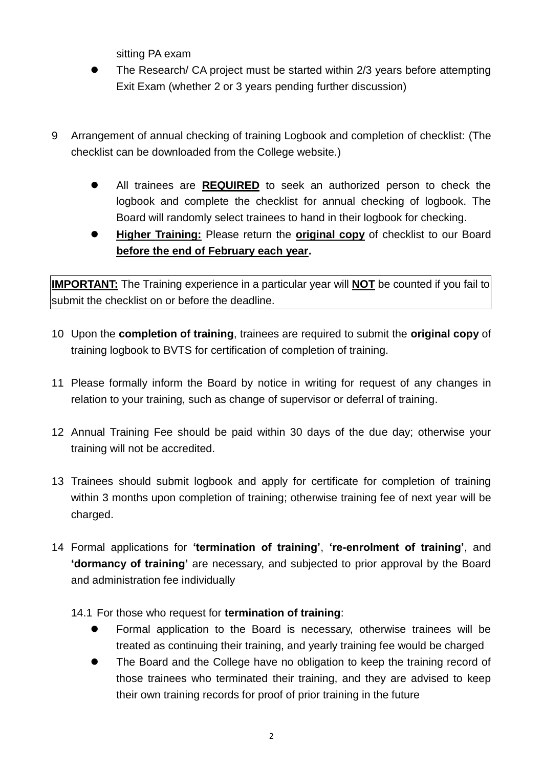sitting PA exam

- The Research/ CA project must be started within 2/3 years before attempting Exit Exam (whether 2 or 3 years pending further discussion)

9 Arrangement of annual checking of training Logbook and completion of checklist: (The checklist can be downloaded from the College website.)

- All trainees are **REQUIRED** to seek an authorized person to check the logbook and complete the checklist for annual checking of logbook. The Board will randomly select trainees to hand in their logbook for checking.
- **Higher Training:** Please return the **original copy** of checklist to our Board **before the end of February each year.**

**IMPORTANT:** The Training experience in a particular year will **NOT** be counted if you fail to submit the checklist on or before the deadline.

10 Upon the **completion of training**, trainees are required to submit the **original copy** of training logbook to BVTS for certification of completion of training.

11 Please formally inform the Board by notice in writing for request of any changes in relation to your training, such as change of supervisor or deferral of training.

12 Annual Training Fee should be paid within 30 days of the due day; otherwise your training will not be accredited.

13 Trainees should submit logbook and apply for certificate for completion of training within 3 months upon completion of training; otherwise training fee of next year will be charged.

14 Formal applications for **'termination of training'**, **'re-enrolment of training'**, and **'dormancy of training'** are necessary, and subjected to prior approval by the Board and administration fee individually

14.1 For those who request for **termination of training**:

- Formal application to the Board is necessary, otherwise trainees will be treated as continuing their training, and yearly training fee would be charged
- The Board and the College have no obligation to keep the training record of those trainees who terminated their training, and they are advised to keep their own training records for proof of prior training in the future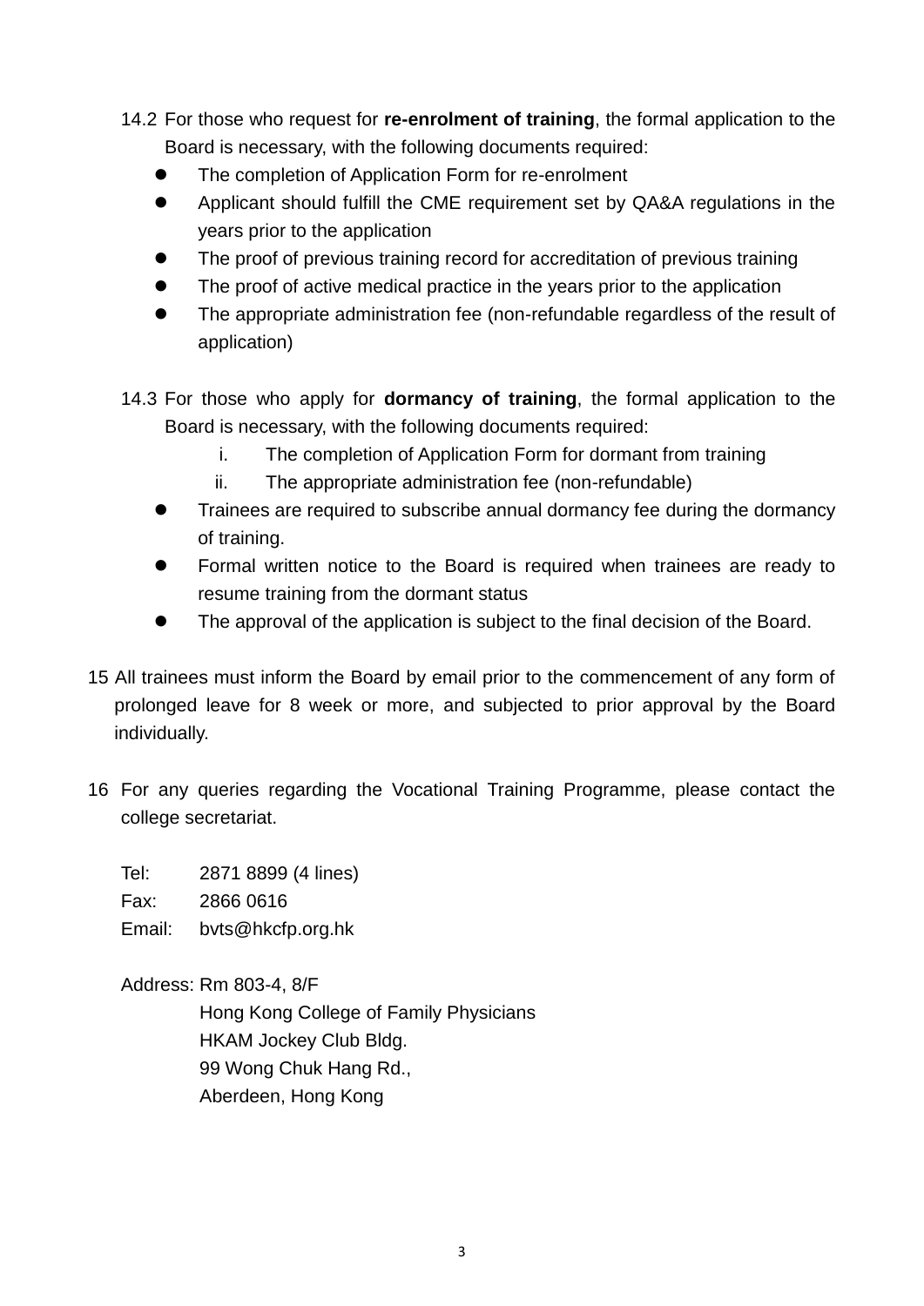14.2 For those who request for **re-enrolment of training**, the formal application to the Board is necessary, with the following documents required:

- The completion of Application Form for re-enrolment
- Applicant should fulfill the CME requirement set by QA&A regulations in the years prior to the application
- The proof of previous training record for accreditation of previous training
- The proof of active medical practice in the years prior to the application
- The appropriate administration fee (non-refundable regardless of the result of application)

14.3 For those who apply for **dormancy of training**, the formal application to the Board is necessary, with the following documents required:

i. The completion of Application Form for dormant from training
ii. The appropriate administration fee (non-refundable)

- Trainees are required to subscribe annual dormancy fee during the dormancy of training.
- Formal written notice to the Board is required when trainees are ready to resume training from the dormant status
- The approval of the application is subject to the final decision of the Board.

15 All trainees must inform the Board by email prior to the commencement of any form of prolonged leave for 8 week or more, and subjected to prior approval by the Board individually.

16 For any queries regarding the Vocational Training Programme, please contact the college secretariat.

Tel: 2871 8899 (4 lines)
Fax: 2866 0616
Email: bvts@hkcfp.org.hk

Address: Rm 803-4, 8/F
Hong Kong College of Family Physicians
HKAM Jockey Club Bldg.
99 Wong Chuk Hang Rd.,
Aberdeen, Hong Kong